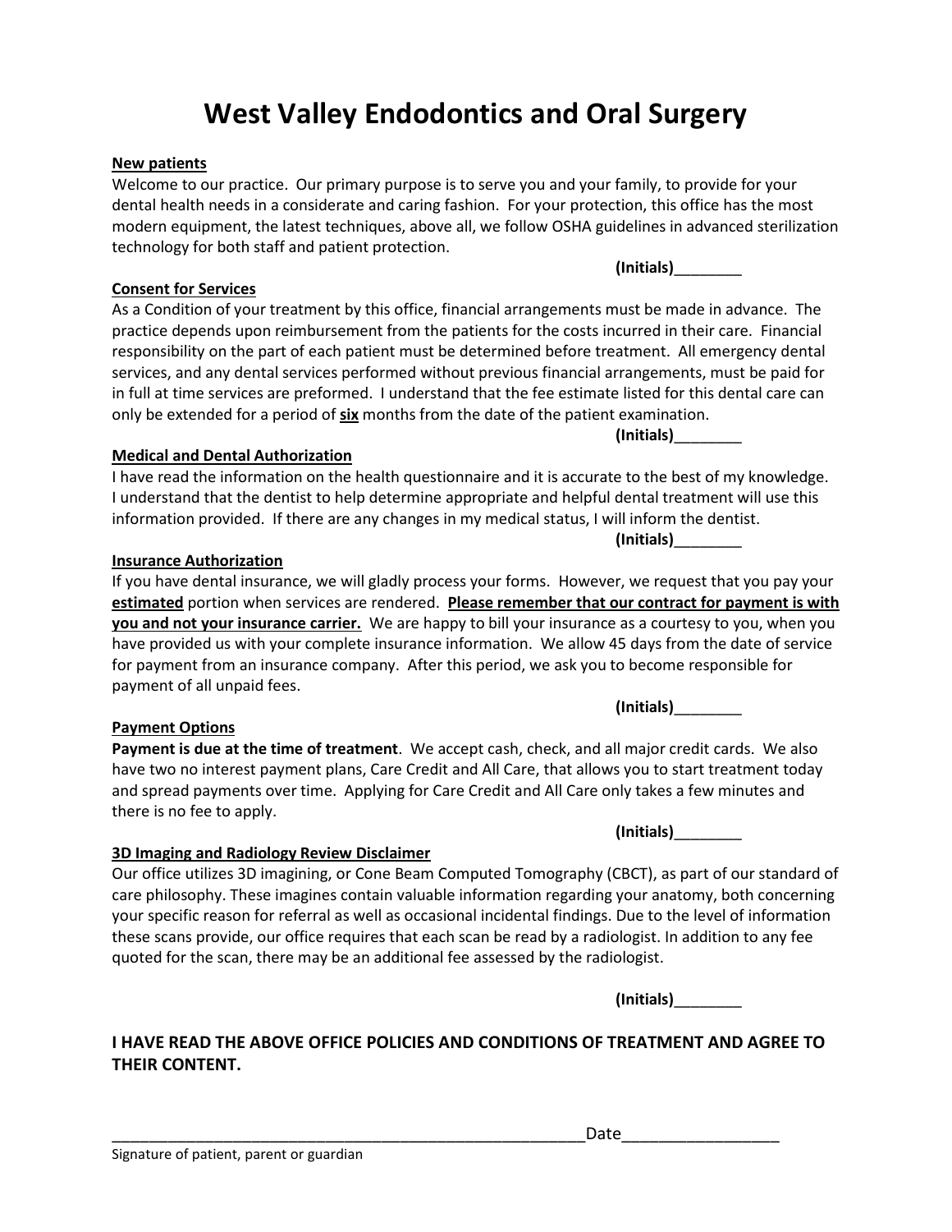# West Valley Endodontics and Oral Surgery

**New patients**

Welcome to our practice. Our primary purpose is to serve you and your family, to provide for your dental health needs in a considerate and caring fashion. For your protection, this office has the most modern equipment, the latest techniques, above all, we follow OSHA guidelines in advanced sterilization technology for both staff and patient protection.

**(Initials)**________

**Consent for Services**

As a Condition of your treatment by this office, financial arrangements must be made in advance. The practice depends upon reimbursement from the patients for the costs incurred in their care. Financial responsibility on the part of each patient must be determined before treatment. All emergency dental services, and any dental services performed without previous financial arrangements, must be paid for in full at time services are preformed. I understand that the fee estimate listed for this dental care can only be extended for a period of **six** months from the date of the patient examination.

**(Initials)**________

**Medical and Dental Authorization**

I have read the information on the health questionnaire and it is accurate to the best of my knowledge. I understand that the dentist to help determine appropriate and helpful dental treatment will use this information provided. If there are any changes in my medical status, I will inform the dentist.

**(Initials)**________

**Insurance Authorization**

If you have dental insurance, we will gladly process your forms. However, we request that you pay your **estimated** portion when services are rendered. **Please remember that our contract for payment is with you and not your insurance carrier.** We are happy to bill your insurance as a courtesy to you, when you have provided us with your complete insurance information. We allow 45 days from the date of service for payment from an insurance company. After this period, we ask you to become responsible for payment of all unpaid fees.

**(Initials)**________

**Payment Options**

**Payment is due at the time of treatment**. We accept cash, check, and all major credit cards. We also have two no interest payment plans, Care Credit and All Care, that allows you to start treatment today and spread payments over time. Applying for Care Credit and All Care only takes a few minutes and there is no fee to apply.

**(Initials)**________

**3D Imaging and Radiology Review Disclaimer**

Our office utilizes 3D imagining, or Cone Beam Computed Tomography (CBCT), as part of our standard of care philosophy. These imagines contain valuable information regarding your anatomy, both concerning your specific reason for referral as well as occasional incidental findings. Due to the level of information these scans provide, our office requires that each scan be read by a radiologist. In addition to any fee quoted for the scan, there may be an additional fee assessed by the radiologist.

**(Initials)**________

**I HAVE READ THE ABOVE OFFICE POLICIES AND CONDITIONS OF TREATMENT AND AGREE TO THEIR CONTENT.**

_________________________________________________________ Date__________________

Signature of patient, parent or guardian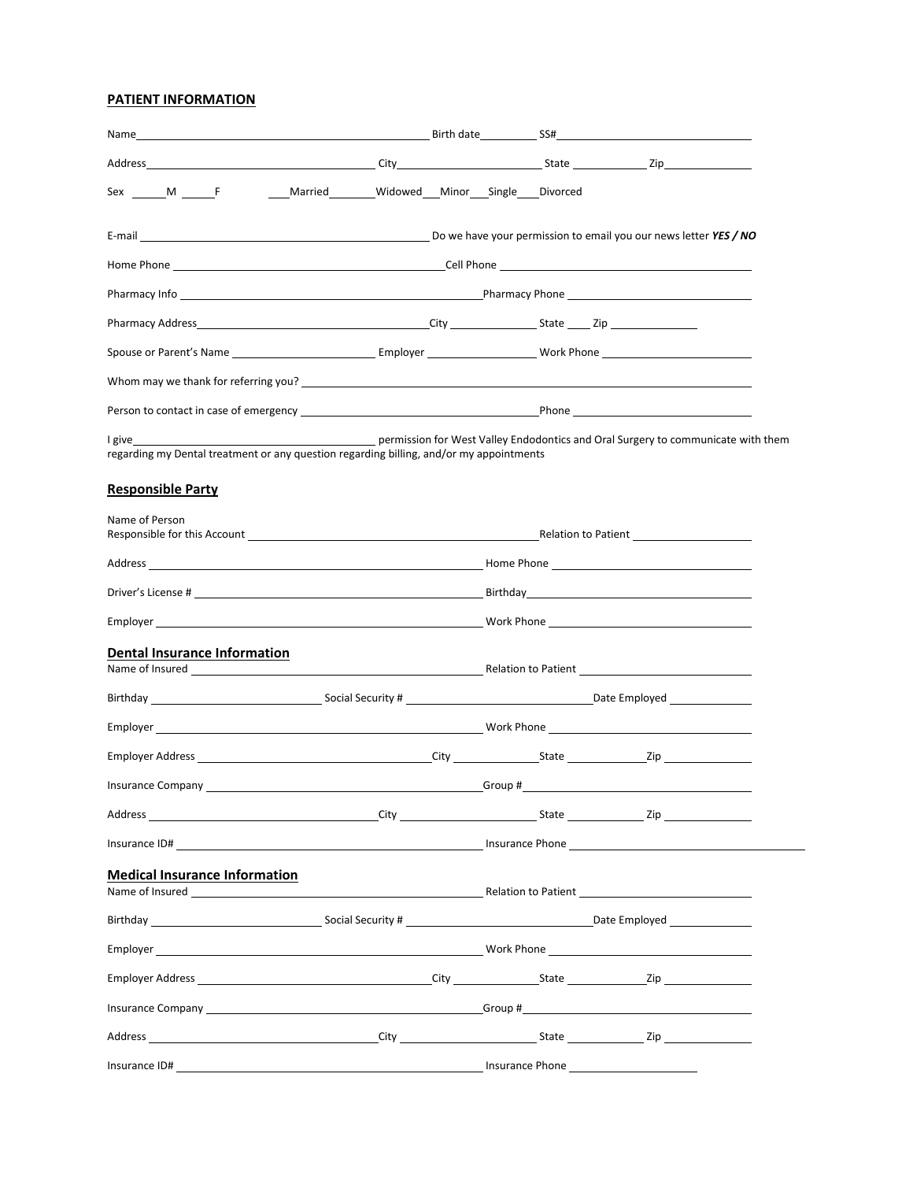## PATIENT INFORMATION

Name\_\_\_\_\_\_\_\_\_\_\_\_\_\_\_\_\_\_\_\_\_\_\_\_\_\_\_\_\_\_\_\_\_\_\_\_\_\_\_\_ Birth date\_\_\_\_\_\_\_\_\_ SS#\_\_\_\_\_\_\_\_\_\_\_\_\_\_\_\_\_\_\_\_\_\_\_\_\_\_\_\_

Address\_\_\_\_\_\_\_\_\_\_\_\_\_\_\_\_\_\_\_\_\_\_\_\_\_\_\_\_\_\_\_\_\_ City\_\_\_\_\_\_\_\_\_\_\_\_\_\_\_\_\_\_\_\_\_ State \_\_\_\_\_\_\_\_\_\_\_ Zip\_\_\_\_\_\_\_\_\_\_\_\_\_

Sex \_\_\_\_\_M \_\_\_\_\_F \_\_\_Married\_\_\_\_\_\_\_Widowed\_\_\_Minor\_\_\_Single\_\_\_Divorced

E-mail \_\_\_\_\_\_\_\_\_\_\_\_\_\_\_\_\_\_\_\_\_\_\_\_\_\_\_\_\_\_\_\_\_\_\_\_\_\_\_\_\_ Do we have your permission to email you our news letter ***YES / NO***

Home Phone \_\_\_\_\_\_\_\_\_\_\_\_\_\_\_\_\_\_\_\_\_\_\_\_\_\_\_\_\_\_\_\_\_\_\_\_\_\_Cell Phone \_\_\_\_\_\_\_\_\_\_\_\_\_\_\_\_\_\_\_\_\_\_\_\_\_\_\_\_\_\_\_\_\_\_\_\_

Pharmacy Info \_\_\_\_\_\_\_\_\_\_\_\_\_\_\_\_\_\_\_\_\_\_\_\_\_\_\_\_\_\_\_\_\_\_\_\_\_\_\_\_\_\_Pharmacy Phone \_\_\_\_\_\_\_\_\_\_\_\_\_\_\_\_\_\_\_\_\_\_\_\_\_\_\_\_

Pharmacy Address\_\_\_\_\_\_\_\_\_\_\_\_\_\_\_\_\_\_\_\_\_\_\_\_\_\_\_\_\_\_\_\_\_City \_\_\_\_\_\_\_\_\_\_\_\_\_\_ State \_\_\_\_ Zip \_\_\_\_\_\_\_\_\_\_\_\_\_\_

Spouse or Parent's Name \_\_\_\_\_\_\_\_\_\_\_\_\_\_\_\_\_\_\_\_\_\_\_\_ Employer \_\_\_\_\_\_\_\_\_\_\_\_\_\_\_\_\_\_ Work Phone \_\_\_\_\_\_\_\_\_\_\_\_\_\_\_\_\_\_\_\_\_\_\_\_

Whom may we thank for referring you? \_\_\_\_\_\_\_\_\_\_\_\_\_\_\_\_\_\_\_\_\_\_\_\_\_\_\_\_\_\_\_\_\_\_\_\_\_\_\_\_\_\_\_\_\_\_\_\_\_\_\_\_\_\_\_\_\_\_\_\_\_\_\_\_\_\_

Person to contact in case of emergency \_\_\_\_\_\_\_\_\_\_\_\_\_\_\_\_\_\_\_\_\_\_\_\_\_\_\_\_\_\_\_\_\_\_\_\_\_\_Phone \_\_\_\_\_\_\_\_\_\_\_\_\_\_\_\_\_\_\_\_\_\_\_\_\_\_\_\_

I give\_\_\_\_\_\_\_\_\_\_\_\_\_\_\_\_\_\_\_\_\_\_\_\_\_\_\_\_\_\_\_\_\_\_\_\_\_\_ permission for West Valley Endodontics and Oral Surgery to communicate with them regarding my Dental treatment or any question regarding billing, and/or my appointments

## Responsible Party

Name of Person Responsible for this Account \_\_\_\_\_\_\_\_\_\_\_\_\_\_\_\_\_\_\_\_\_\_\_\_\_\_\_\_\_\_\_\_\_\_\_\_\_\_\_\_\_\_\_\_\_Relation to Patient \_\_\_\_\_\_\_\_\_\_\_\_\_\_\_\_\_\_\_\_

Address \_\_\_\_\_\_\_\_\_\_\_\_\_\_\_\_\_\_\_\_\_\_\_\_\_\_\_\_\_\_\_\_\_\_\_\_\_\_\_\_\_\_\_\_\_\_\_\_\_\_\_ Home Phone \_\_\_\_\_\_\_\_\_\_\_\_\_\_\_\_\_\_\_\_\_\_\_\_\_\_\_\_\_\_\_

Driver's License # \_\_\_\_\_\_\_\_\_\_\_\_\_\_\_\_\_\_\_\_\_\_\_\_\_\_\_\_\_\_\_\_\_\_\_\_\_\_\_\_\_\_\_\_\_ Birthday\_\_\_\_\_\_\_\_\_\_\_\_\_\_\_\_\_\_\_\_\_\_\_\_\_\_\_\_\_\_\_\_\_\_

Employer \_\_\_\_\_\_\_\_\_\_\_\_\_\_\_\_\_\_\_\_\_\_\_\_\_\_\_\_\_\_\_\_\_\_\_\_\_\_\_\_\_\_\_\_\_\_\_\_\_\_\_ Work Phone \_\_\_\_\_\_\_\_\_\_\_\_\_\_\_\_\_\_\_\_\_\_\_\_\_\_\_\_\_\_\_

## Dental Insurance Information

Name of Insured \_\_\_\_\_\_\_\_\_\_\_\_\_\_\_\_\_\_\_\_\_\_\_\_\_\_\_\_\_\_\_\_\_\_\_\_\_\_\_\_\_\_\_\_ Relation to Patient \_\_\_\_\_\_\_\_\_\_\_\_\_\_\_\_\_\_\_\_\_\_\_\_\_\_

Birthday \_\_\_\_\_\_\_\_\_\_\_\_\_\_\_\_\_\_\_\_\_\_\_\_\_\_ Social Security # \_\_\_\_\_\_\_\_\_\_\_\_\_\_\_\_\_\_\_\_\_\_\_\_\_\_\_\_\_\_Date Employed \_\_\_\_\_\_\_\_\_\_\_\_\_

Employer \_\_\_\_\_\_\_\_\_\_\_\_\_\_\_\_\_\_\_\_\_\_\_\_\_\_\_\_\_\_\_\_\_\_\_\_\_\_\_\_\_\_\_\_\_\_\_\_\_\_\_ Work Phone \_\_\_\_\_\_\_\_\_\_\_\_\_\_\_\_\_\_\_\_\_\_\_\_\_\_\_\_\_\_\_

Employer Address \_\_\_\_\_\_\_\_\_\_\_\_\_\_\_\_\_\_\_\_\_\_\_\_\_\_\_\_\_\_\_\_\_\_\_City \_\_\_\_\_\_\_\_\_\_\_\_\_State \_\_\_\_\_\_\_\_\_\_\_\_Zip \_\_\_\_\_\_\_\_\_\_\_\_\_

Insurance Company \_\_\_\_\_\_\_\_\_\_\_\_\_\_\_\_\_\_\_\_\_\_\_\_\_\_\_\_\_\_\_\_\_\_\_\_\_\_\_\_\_Group #\_\_\_\_\_\_\_\_\_\_\_\_\_\_\_\_\_\_\_\_\_\_\_\_\_\_\_\_\_\_\_\_\_\_\_\_

Address \_\_\_\_\_\_\_\_\_\_\_\_\_\_\_\_\_\_\_\_\_\_\_\_\_\_\_\_\_\_\_\_\_\_\_\_\_City \_\_\_\_\_\_\_\_\_\_\_\_\_\_\_\_\_\_\_\_\_ State \_\_\_\_\_\_\_\_\_\_\_\_ Zip \_\_\_\_\_\_\_\_\_\_\_\_\_\_

Insurance ID# \_\_\_\_\_\_\_\_\_\_\_\_\_\_\_\_\_\_\_\_\_\_\_\_\_\_\_\_\_\_\_\_\_\_\_\_\_\_\_\_\_\_\_\_\_\_\_\_ Insurance Phone \_\_\_\_\_\_\_\_\_\_\_\_\_\_\_\_\_\_\_\_\_\_\_\_\_\_\_\_\_\_\_\_\_\_\_\_\_\_

## Medical Insurance Information

Name of Insured \_\_\_\_\_\_\_\_\_\_\_\_\_\_\_\_\_\_\_\_\_\_\_\_\_\_\_\_\_\_\_\_\_\_\_\_\_\_\_\_\_\_\_\_ Relation to Patient \_\_\_\_\_\_\_\_\_\_\_\_\_\_\_\_\_\_\_\_\_\_\_\_\_\_

Birthday \_\_\_\_\_\_\_\_\_\_\_\_\_\_\_\_\_\_\_\_\_\_\_\_\_\_ Social Security # \_\_\_\_\_\_\_\_\_\_\_\_\_\_\_\_\_\_\_\_\_\_\_\_\_\_\_\_\_\_Date Employed \_\_\_\_\_\_\_\_\_\_\_\_\_

Employer \_\_\_\_\_\_\_\_\_\_\_\_\_\_\_\_\_\_\_\_\_\_\_\_\_\_\_\_\_\_\_\_\_\_\_\_\_\_\_\_\_\_\_\_\_\_\_\_\_\_\_ Work Phone \_\_\_\_\_\_\_\_\_\_\_\_\_\_\_\_\_\_\_\_\_\_\_\_\_\_\_\_\_\_\_

Employer Address \_\_\_\_\_\_\_\_\_\_\_\_\_\_\_\_\_\_\_\_\_\_\_\_\_\_\_\_\_\_\_\_\_\_\_City \_\_\_\_\_\_\_\_\_\_\_\_\_State \_\_\_\_\_\_\_\_\_\_\_\_Zip \_\_\_\_\_\_\_\_\_\_\_\_\_

Insurance Company \_\_\_\_\_\_\_\_\_\_\_\_\_\_\_\_\_\_\_\_\_\_\_\_\_\_\_\_\_\_\_\_\_\_\_\_\_\_\_\_\_Group #\_\_\_\_\_\_\_\_\_\_\_\_\_\_\_\_\_\_\_\_\_\_\_\_\_\_\_\_\_\_\_\_\_\_\_\_

Address \_\_\_\_\_\_\_\_\_\_\_\_\_\_\_\_\_\_\_\_\_\_\_\_\_\_\_\_\_\_\_\_\_\_\_\_\_City \_\_\_\_\_\_\_\_\_\_\_\_\_\_\_\_\_\_\_\_\_ State \_\_\_\_\_\_\_\_\_\_\_\_ Zip \_\_\_\_\_\_\_\_\_\_\_\_\_\_

Insurance ID# \_\_\_\_\_\_\_\_\_\_\_\_\_\_\_\_\_\_\_\_\_\_\_\_\_\_\_\_\_\_\_\_\_\_\_\_\_\_\_\_\_\_\_\_\_\_\_\_ Insurance Phone \_\_\_\_\_\_\_\_\_\_\_\_\_\_\_\_\_\_\_\_\_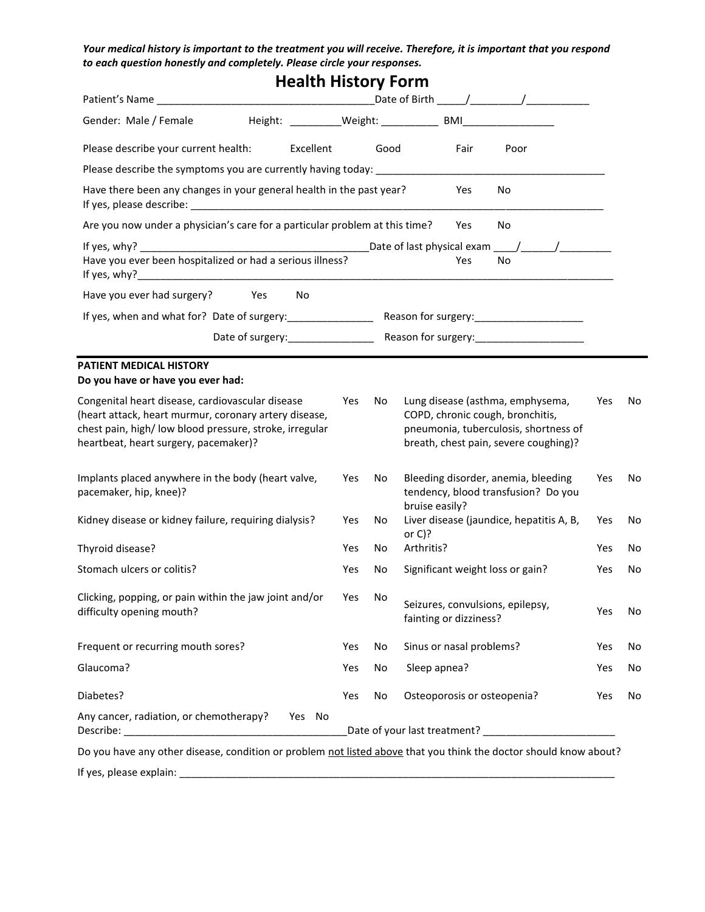***Your medical history is important to the treatment you will receive. Therefore, it is important that you respond to each question honestly and completely. Please circle your responses.***

# Health History Form

Patient's Name ______________________________________Date of Birth _____/_________/___________

Gender: Male / Female Height: _________Weight: __________ BMI________________

Please describe your current health: Excellent Good Fair Poor

Please describe the symptoms you are currently having today: ________________________________________

Have there been any changes in your general health in the past year? Yes No
If yes, please describe: ______________________________________________________________________

Are you now under a physician's care for a particular problem at this time? Yes No

If yes, why? ________________________________________Date of last physical exam ____/______/_________
Have you ever been hospitalized or had a serious illness? Yes No
If yes, why?___________________________________________________________________________________

Have you ever had surgery? Yes No

If yes, when and what for? Date of surgery:_______________ Reason for surgery:___________________

Date of surgery:_______________ Reason for surgery:___________________

---

**PATIENT MEDICAL HISTORY**
**Do you have or have you ever had:**

| Condition | | | Condition | | |
|---|---|---|---|---|---|
| Congenital heart disease, cardiovascular disease (heart attack, heart murmur, coronary artery disease, chest pain, high/ low blood pressure, stroke, irregular heartbeat, heart surgery, pacemaker)? | Yes | No | Lung disease (asthma, emphysema, COPD, chronic cough, bronchitis, pneumonia, tuberculosis, shortness of breath, chest pain, severe coughing)? | Yes | No |
| Implants placed anywhere in the body (heart valve, pacemaker, hip, knee)? | Yes | No | Bleeding disorder, anemia, bleeding tendency, blood transfusion? Do you bruise easily? | Yes | No |
| Kidney disease or kidney failure, requiring dialysis? | Yes | No | Liver disease (jaundice, hepatitis A, B, or C)? | Yes | No |
| Thyroid disease? | Yes | No | Arthritis? | Yes | No |
| Stomach ulcers or colitis? | Yes | No | Significant weight loss or gain? | Yes | No |
| Clicking, popping, or pain within the jaw joint and/or difficulty opening mouth? | Yes | No | Seizures, convulsions, epilepsy, fainting or dizziness? | Yes | No |
| Frequent or recurring mouth sores? | Yes | No | Sinus or nasal problems? | Yes | No |
| Glaucoma? | Yes | No | Sleep apnea? | Yes | No |
| Diabetes? | Yes | No | Osteoporosis or osteopenia? | Yes | No |

Any cancer, radiation, or chemotherapy? Yes No
Describe: _______________________________________Date of your last treatment? _______________________

Do you have any other disease, condition or problem not listed above that you think the doctor should know about?

If yes, please explain: _________________________________________________________________________________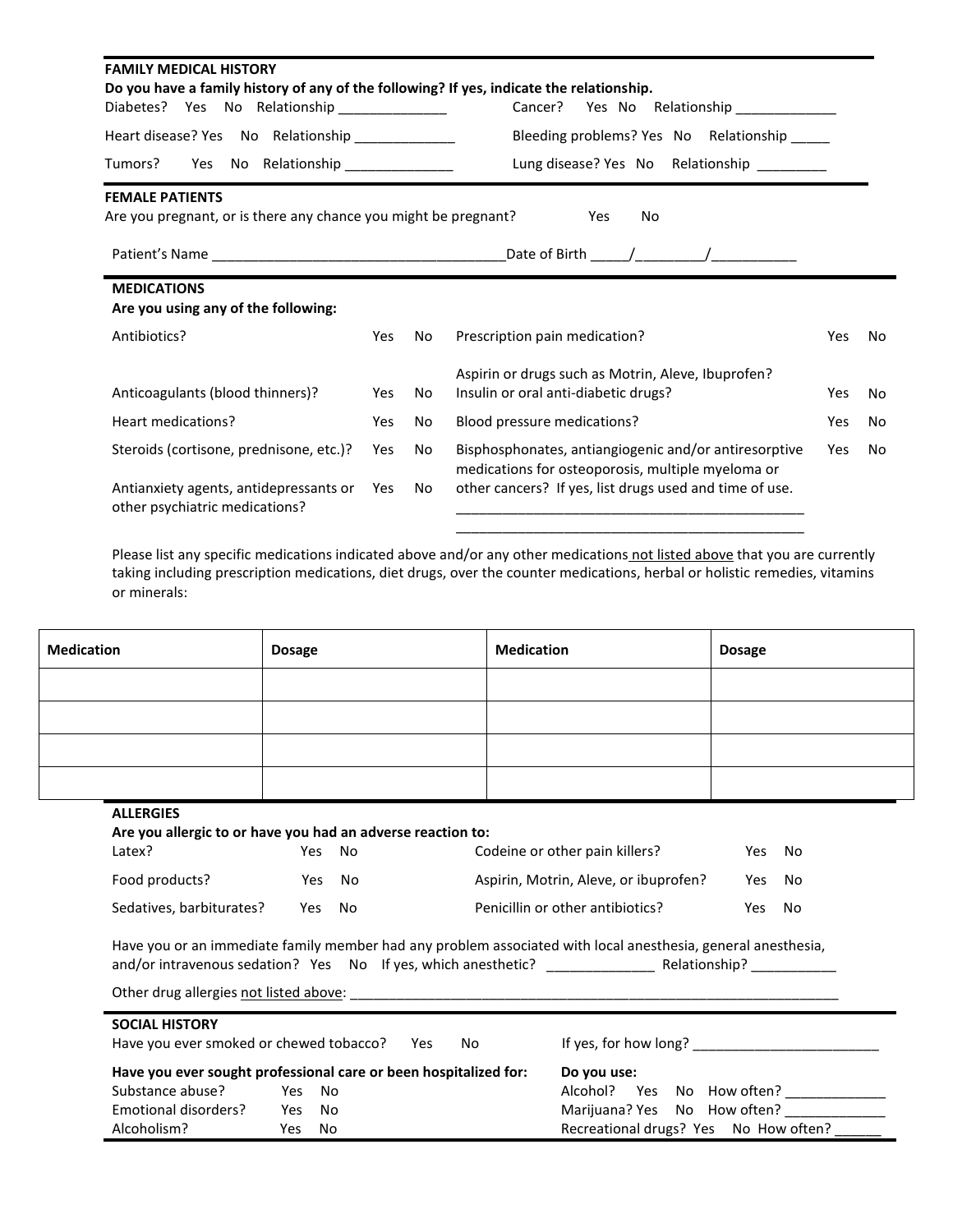## FAMILY MEDICAL HISTORY

**Do you have a family history of any of the following? If yes, indicate the relationship.**

Diabetes? Yes No Relationship ______________ Cancer? Yes No Relationship _____________

Heart disease? Yes No Relationship _____________ Bleeding problems? Yes No Relationship _____

Tumors? Yes No Relationship ______________ Lung disease? Yes No Relationship _________

## FEMALE PATIENTS

Are you pregnant, or is there any chance you might be pregnant? Yes No

Patient's Name ______________________________________Date of Birth _____/_________/___________

## MEDICATIONS

**Are you using any of the following:**

| | | | | | |
|---|---|---|---|---|---|
| Antibiotics? | Yes | No | Prescription pain medication? | Yes | No |
| Anticoagulants (blood thinners)? | Yes | No | Aspirin or drugs such as Motrin, Aleve, Ibuprofen? Insulin or oral anti-diabetic drugs? | Yes | No |
| Heart medications? | Yes | No | Blood pressure medications? | Yes | No |
| Steroids (cortisone, prednisone, etc.)? | Yes | No | Bisphosphonates, antiangiogenic and/or antiresorptive medications for osteoporosis, multiple myeloma or other cancers? If yes, list drugs used and time of use. ______________________________________________ ______________________________________________ | Yes | No |
| Antianxiety agents, antidepressants or other psychiatric medications? | Yes | No | | | |

Please list any specific medications indicated above and/or any other medications <u>not listed above</u> that you are currently taking including prescription medications, diet drugs, over the counter medications, herbal or holistic remedies, vitamins or minerals:

| Medication | Dosage | Medication | Dosage |
|---|---|---|---|
| | | | |
| | | | |
| | | | |
| | | | |

## ALLERGIES

**Are you allergic to or have you had an adverse reaction to:**

| | | | | | |
|---|---|---|---|---|---|
| Latex? | Yes | No | Codeine or other pain killers? | Yes | No |
| Food products? | Yes | No | Aspirin, Motrin, Aleve, or ibuprofen? | Yes | No |
| Sedatives, barbiturates? | Yes | No | Penicillin or other antibiotics? | Yes | No |

Have you or an immediate family member had any problem associated with local anesthesia, general anesthesia, and/or intravenous sedation? Yes No If yes, which anesthetic? ______________ Relationship? ___________

Other drug allergies <u>not listed above</u>: _________________________________________________________________

## SOCIAL HISTORY

Have you ever smoked or chewed tobacco? Yes No If yes, for how long? ________________________

| **Have you ever sought professional care or been hospitalized for:** | | | **Do you use:** |
|---|---|---|---|
| Substance abuse? | Yes | No | Alcohol? Yes No How often? _____________ |
| Emotional disorders? | Yes | No | Marijuana? Yes No How often? _____________ |
| Alcoholism? | Yes | No | Recreational drugs? Yes No How often? ______ |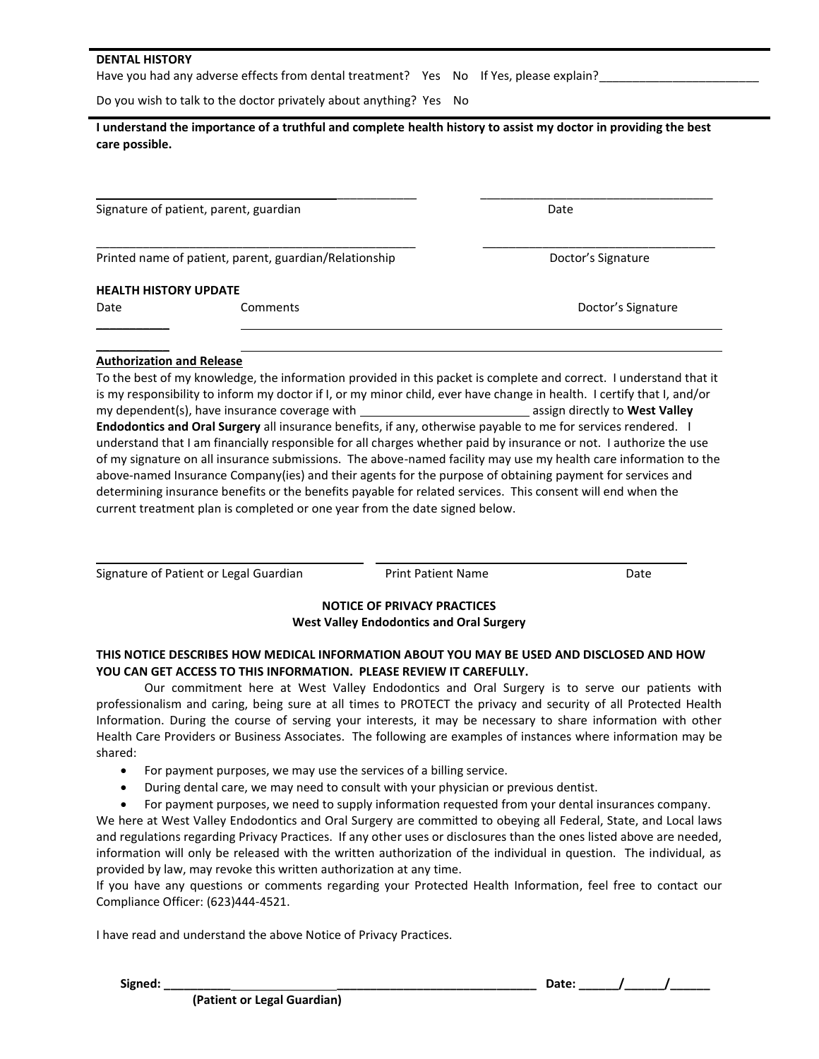**DENTAL HISTORY**

Have you had any adverse effects from dental treatment? Yes No If Yes, please explain?________________________

Do you wish to talk to the doctor privately about anything? Yes No

**I understand the importance of a truthful and complete health history to assist my doctor in providing the best care possible.**

_________________________________________________ ___________________________________

Signature of patient, parent, guardian Date

_________________________________________________ ___________________________________

Printed name of patient, parent, guardian/Relationship Doctor's Signature

**HEALTH HISTORY UPDATE**

| Date | Comments | Doctor's Signature |
|---|---|---|
| | | |
| | | |

**Authorization and Release**

To the best of my knowledge, the information provided in this packet is complete and correct. I understand that it is my responsibility to inform my doctor if I, or my minor child, ever have change in health. I certify that I, and/or my dependent(s), have insurance coverage with _________________________ assign directly to **West Valley Endodontics and Oral Surgery** all insurance benefits, if any, otherwise payable to me for services rendered. I understand that I am financially responsible for all charges whether paid by insurance or not. I authorize the use of my signature on all insurance submissions. The above-named facility may use my health care information to the above-named Insurance Company(ies) and their agents for the purpose of obtaining payment for services and determining insurance benefits or the benefits payable for related services. This consent will end when the current treatment plan is completed or one year from the date signed below.

_________________________________________ ___________________________________________

Signature of Patient or Legal Guardian Print Patient Name Date

**NOTICE OF PRIVACY PRACTICES**
**West Valley Endodontics and Oral Surgery**

**THIS NOTICE DESCRIBES HOW MEDICAL INFORMATION ABOUT YOU MAY BE USED AND DISCLOSED AND HOW YOU CAN GET ACCESS TO THIS INFORMATION. PLEASE REVIEW IT CAREFULLY.**

Our commitment here at West Valley Endodontics and Oral Surgery is to serve our patients with professionalism and caring, being sure at all times to PROTECT the privacy and security of all Protected Health Information. During the course of serving your interests, it may be necessary to share information with other Health Care Providers or Business Associates. The following are examples of instances where information may be shared:

- For payment purposes, we may use the services of a billing service.
- During dental care, we may need to consult with your physician or previous dentist.
- For payment purposes, we need to supply information requested from your dental insurances company.

We here at West Valley Endodontics and Oral Surgery are committed to obeying all Federal, State, and Local laws and regulations regarding Privacy Practices. If any other uses or disclosures than the ones listed above are needed, information will only be released with the written authorization of the individual in question. The individual, as provided by law, may revoke this written authorization at any time.

If you have any questions or comments regarding your Protected Health Information, feel free to contact our Compliance Officer: (623)444-4521.

I have read and understand the above Notice of Privacy Practices.

**Signed:** ___________________________________________________________ **Date:** ______/______/______

**(Patient or Legal Guardian)**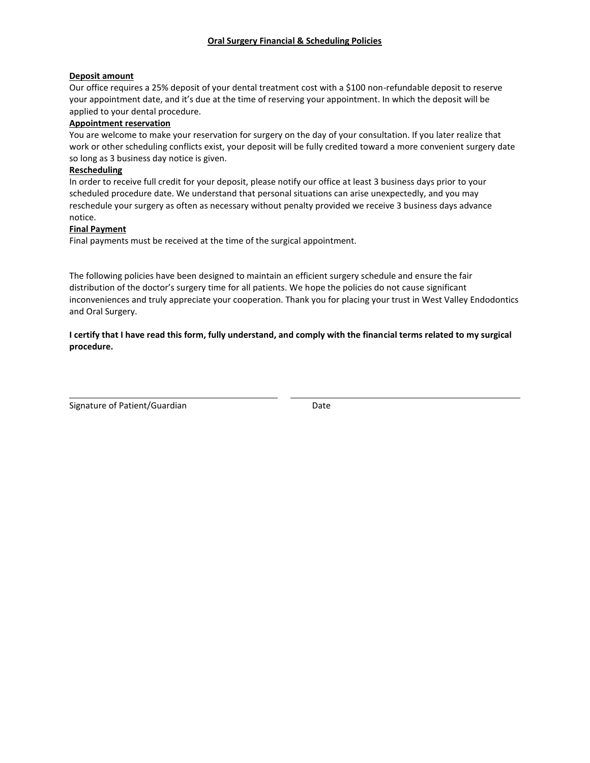# Oral Surgery Financial & Scheduling Policies

**Deposit amount**

Our office requires a 25% deposit of your dental treatment cost with a $100 non-refundable deposit to reserve your appointment date, and it's due at the time of reserving your appointment. In which the deposit will be applied to your dental procedure.

**Appointment reservation**

You are welcome to make your reservation for surgery on the day of your consultation. If you later realize that work or other scheduling conflicts exist, your deposit will be fully credited toward a more convenient surgery date so long as 3 business day notice is given.

**Rescheduling**

In order to receive full credit for your deposit, please notify our office at least 3 business days prior to your scheduled procedure date. We understand that personal situations can arise unexpectedly, and you may reschedule your surgery as often as necessary without penalty provided we receive 3 business days advance notice.

**Final Payment**

Final payments must be received at the time of the surgical appointment.

The following policies have been designed to maintain an efficient surgery schedule and ensure the fair distribution of the doctor's surgery time for all patients. We hope the policies do not cause significant inconveniences and truly appreciate your cooperation. Thank you for placing your trust in West Valley Endodontics and Oral Surgery.

**I certify that I have read this form, fully understand, and comply with the financial terms related to my surgical procedure.**

\_\_\_\_\_\_\_\_\_\_\_\_\_\_\_\_\_\_\_\_\_\_\_\_\_\_\_\_\_\_\_\_ \_\_\_\_\_\_\_\_\_\_\_\_\_\_\_\_\_\_\_\_\_\_\_\_\_\_\_\_\_\_\_\_

Signature of Patient/Guardian Date